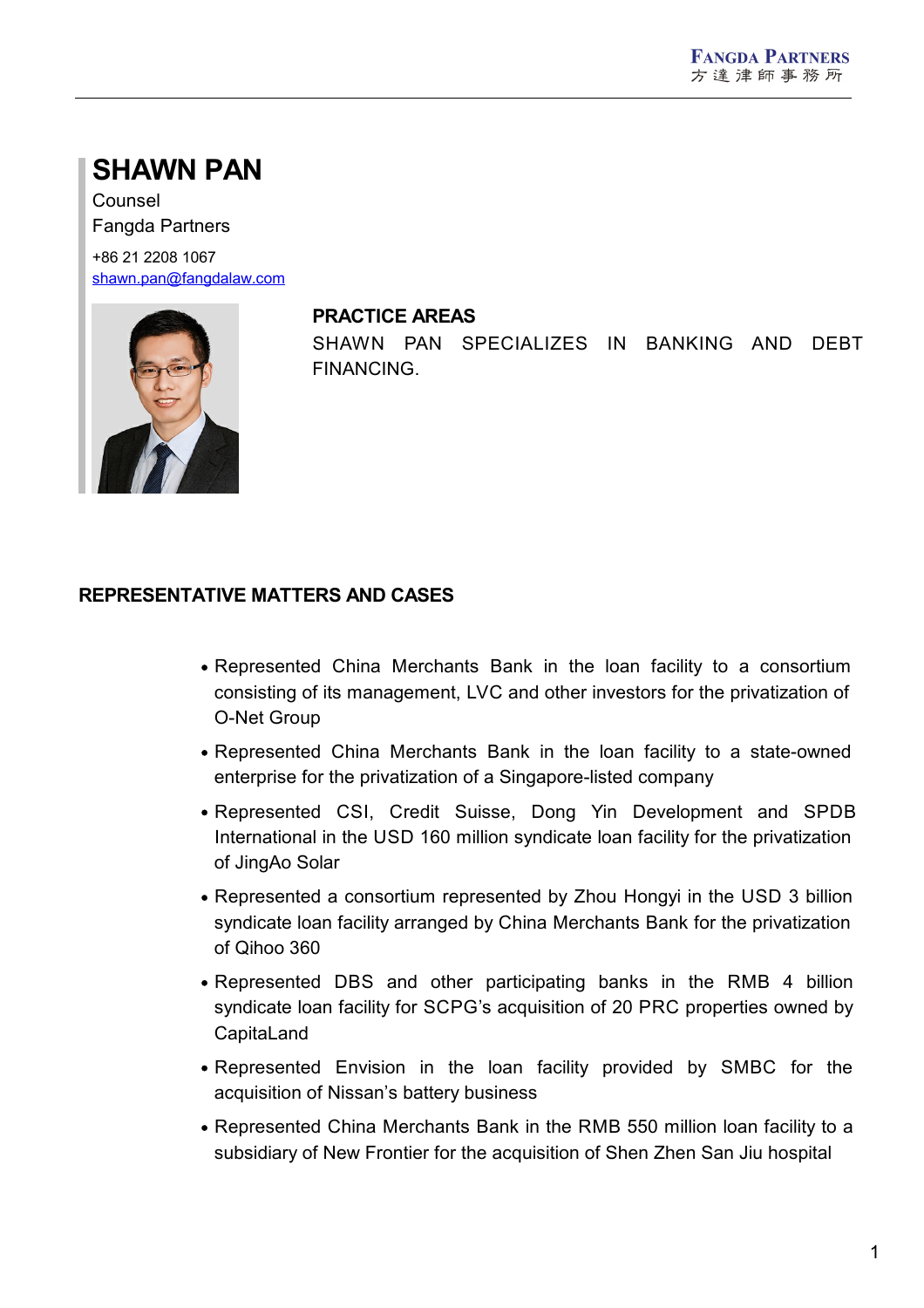# SHAWN PAN

Counsel

Fangda Partners

+86 21 2208 1067

shawn.pan@fangdalaw.com

## PRACTICE AREAS

SHAWN PAN SPECIALIZES IN BANKING AND DEBT FINANCING.

## REPRESENTATIVE MATTERS AND CASES

- Represented China Merchants Bank in the loan facility to a consortium consisting of its management, LVC and other investors for the privatization of O-Net Group
- Represented China Merchants Bank in the loan facility to a state-owned enterprise for the privatization of a Singapore-listed company
- Represented CSI, Credit Suisse, Dong Yin Development and SPDB International in the USD 160 million syndicate loan facility for the privatization of JingAo Solar
- Represented a consortium represented by Zhou Hongyi in the USD 3 billion syndicate loan facility arranged by China Merchants Bank for the privatization of Qihoo 360
- Represented DBS and other participating banks in the RMB 4 billion syndicate loan facility for SCPG's acquisition of 20 PRC properties owned by CapitaLand
- Represented Envision in the loan facility provided by SMBC for the acquisition of Nissan's battery business
- Represented China Merchants Bank in the RMB 550 million loan facility to a subsidiary of New Frontier for the acquisition of Shen Zhen San Jiu hospital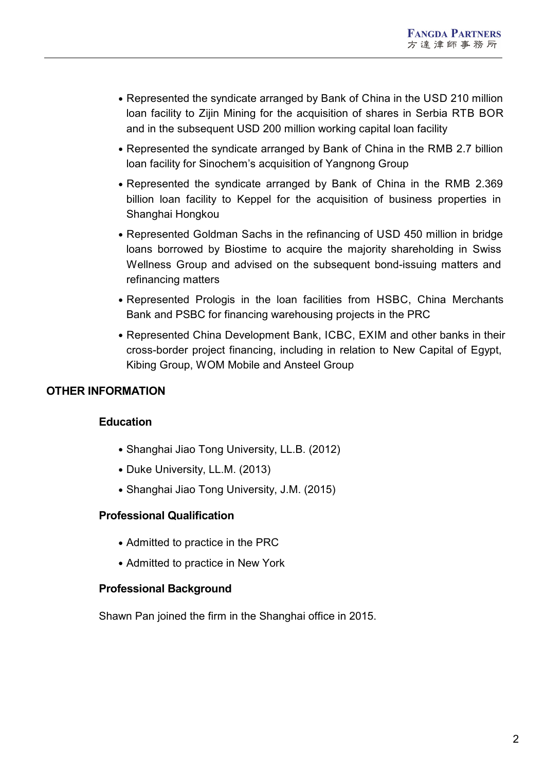- Represented the syndicate arranged by Bank of China in the USD 210 million loan facility to Zijin Mining for the acquisition of shares in Serbia RTB BOR and in the subsequent USD 200 million working capital loan facility
- Represented the syndicate arranged by Bank of China in the RMB 2.7 billion loan facility for Sinochem's acquisition of Yangnong Group
- Represented the syndicate arranged by Bank of China in the RMB 2.369 billion loan facility to Keppel for the acquisition of business properties in Shanghai Hongkou
- Represented Goldman Sachs in the refinancing of USD 450 million in bridge loans borrowed by Biostime to acquire the majority shareholding in Swiss Wellness Group and advised on the subsequent bond-issuing matters and refinancing matters
- Represented Prologis in the loan facilities from HSBC, China Merchants Bank and PSBC for financing warehousing projects in the PRC
- Represented China Development Bank, ICBC, EXIM and other banks in their cross-border project financing, including in relation to New Capital of Egypt, Kibing Group, WOM Mobile and Ansteel Group

## OTHER INFORMATION

### Education

- Shanghai Jiao Tong University, LL.B. (2012)
- Duke University, LL.M. (2013)
- Shanghai Jiao Tong University, J.M. (2015)

### Professional Qualification

- Admitted to practice in the PRC
- Admitted to practice in New York

### Professional Background

Shawn Pan joined the firm in the Shanghai office in 2015.